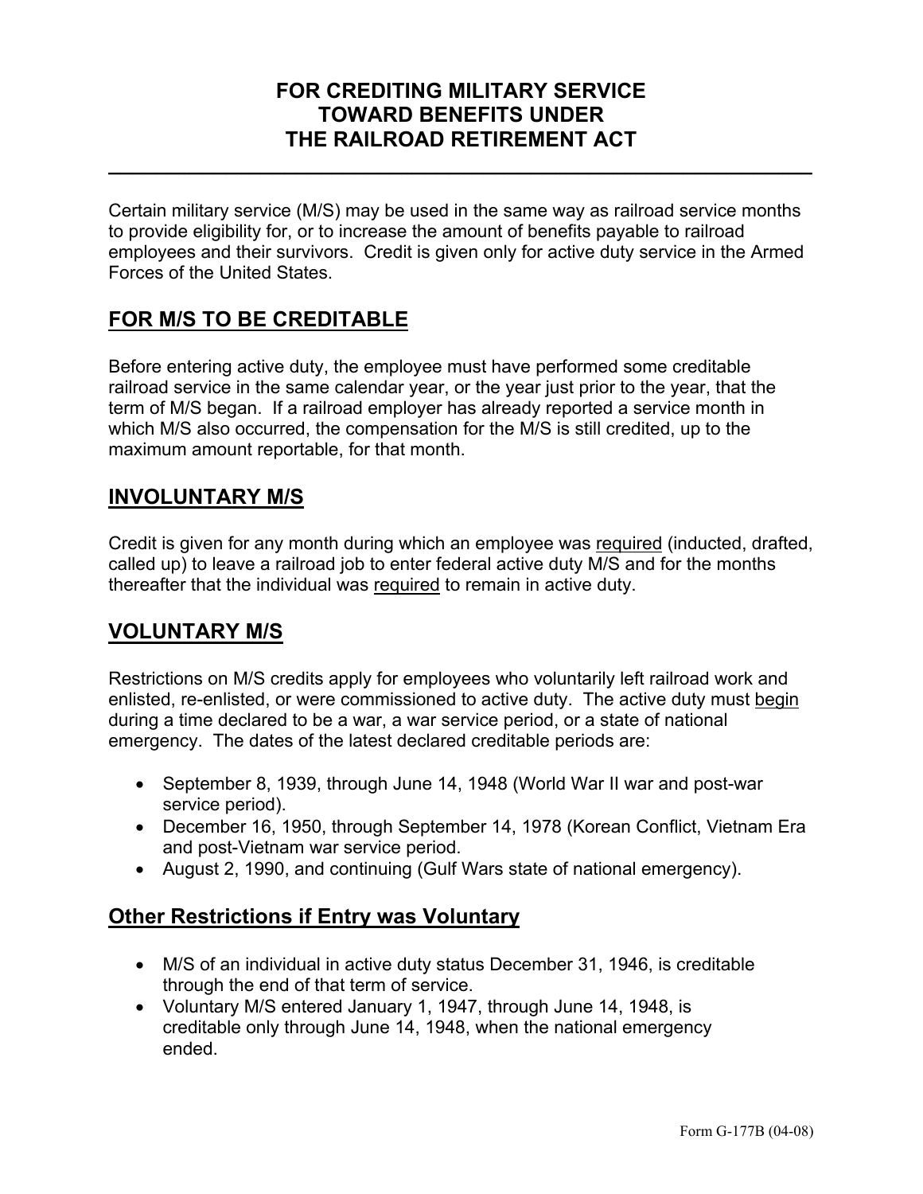# FOR CREDITING MILITARY SERVICE TOWARD BENEFITS UNDER THE RAILROAD RETIREMENT ACT

---

Certain military service (M/S) may be used in the same way as railroad service months to provide eligibility for, or to increase the amount of benefits payable to railroad employees and their survivors. Credit is given only for active duty service in the Armed Forces of the United States.

## FOR M/S TO BE CREDITABLE

Before entering active duty, the employee must have performed some creditable railroad service in the same calendar year, or the year just prior to the year, that the term of M/S began. If a railroad employer has already reported a service month in which M/S also occurred, the compensation for the M/S is still credited, up to the maximum amount reportable, for that month.

## INVOLUNTARY M/S

Credit is given for any month during which an employee was <u>required</u> (inducted, drafted, called up) to leave a railroad job to enter federal active duty M/S and for the months thereafter that the individual was <u>required</u> to remain in active duty.

## VOLUNTARY M/S

Restrictions on M/S credits apply for employees who voluntarily left railroad work and enlisted, re-enlisted, or were commissioned to active duty. The active duty must <u>begin</u> during a time declared to be a war, a war service period, or a state of national emergency. The dates of the latest declared creditable periods are:

- September 8, 1939, through June 14, 1948 (World War II war and post-war service period).
- December 16, 1950, through September 14, 1978 (Korean Conflict, Vietnam Era and post-Vietnam war service period.
- August 2, 1990, and continuing (Gulf Wars state of national emergency).

## Other Restrictions if Entry was Voluntary

- M/S of an individual in active duty status December 31, 1946, is creditable through the end of that term of service.
- Voluntary M/S entered January 1, 1947, through June 14, 1948, is creditable only through June 14, 1948, when the national emergency ended.

Form G-177B (04-08)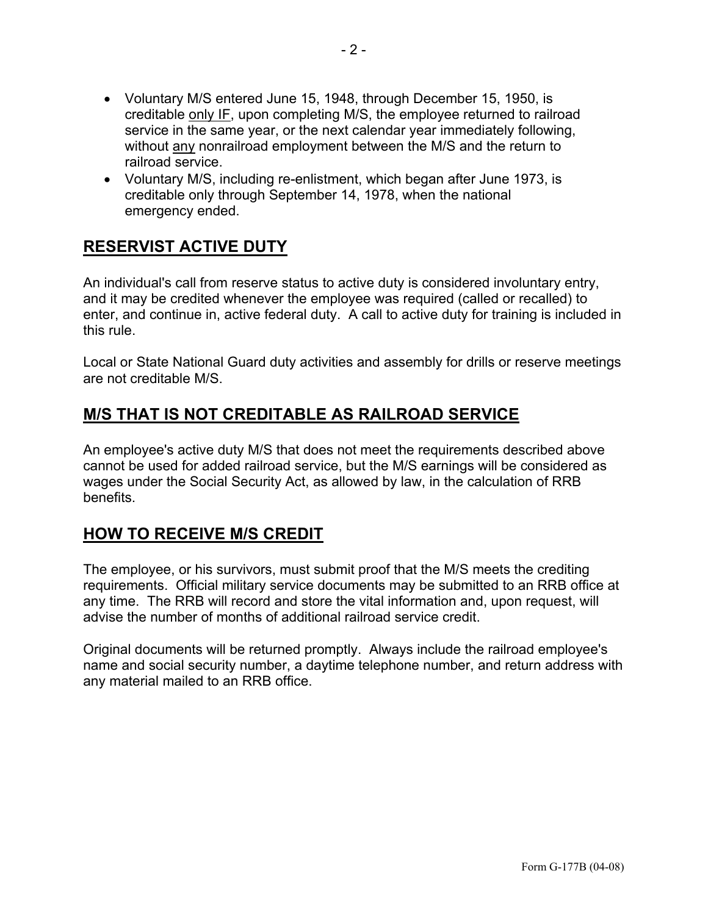- Voluntary M/S entered June 15, 1948, through December 15, 1950, is creditable <u>only IF</u>, upon completing M/S, the employee returned to railroad service in the same year, or the next calendar year immediately following, without <u>any</u> nonrailroad employment between the M/S and the return to railroad service.
- Voluntary M/S, including re-enlistment, which began after June 1973, is creditable only through September 14, 1978, when the national emergency ended.

## RESERVIST ACTIVE DUTY

An individual's call from reserve status to active duty is considered involuntary entry, and it may be credited whenever the employee was required (called or recalled) to enter, and continue in, active federal duty. A call to active duty for training is included in this rule.

Local or State National Guard duty activities and assembly for drills or reserve meetings are not creditable M/S.

## M/S THAT IS NOT CREDITABLE AS RAILROAD SERVICE

An employee's active duty M/S that does not meet the requirements described above cannot be used for added railroad service, but the M/S earnings will be considered as wages under the Social Security Act, as allowed by law, in the calculation of RRB benefits.

## HOW TO RECEIVE M/S CREDIT

The employee, or his survivors, must submit proof that the M/S meets the crediting requirements. Official military service documents may be submitted to an RRB office at any time. The RRB will record and store the vital information and, upon request, will advise the number of months of additional railroad service credit.

Original documents will be returned promptly. Always include the railroad employee's name and social security number, a daytime telephone number, and return address with any material mailed to an RRB office.

Form G-177B (04-08)